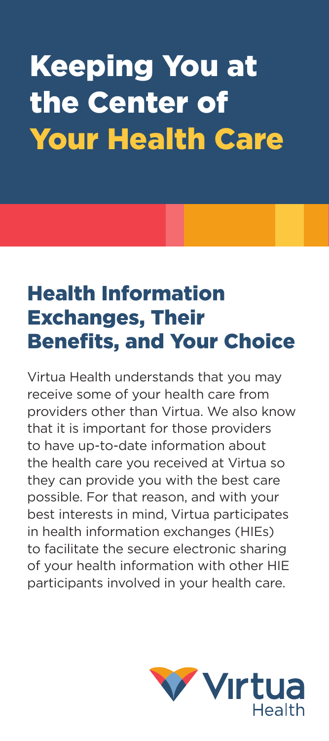# Keeping You at the Center of Your Health Care

## Health Information Exchanges, Their Benefits, and Your Choice

Virtua Health understands that you may receive some of your health care from providers other than Virtua. We also know that it is important for those providers to have up-to-date information about the health care you received at Virtua so they can provide you with the best care possible. For that reason, and with your best interests in mind, Virtua participates in health information exchanges (HIEs) to facilitate the secure electronic sharing of your health information with other HIE participants involved in your health care.

Virtua Health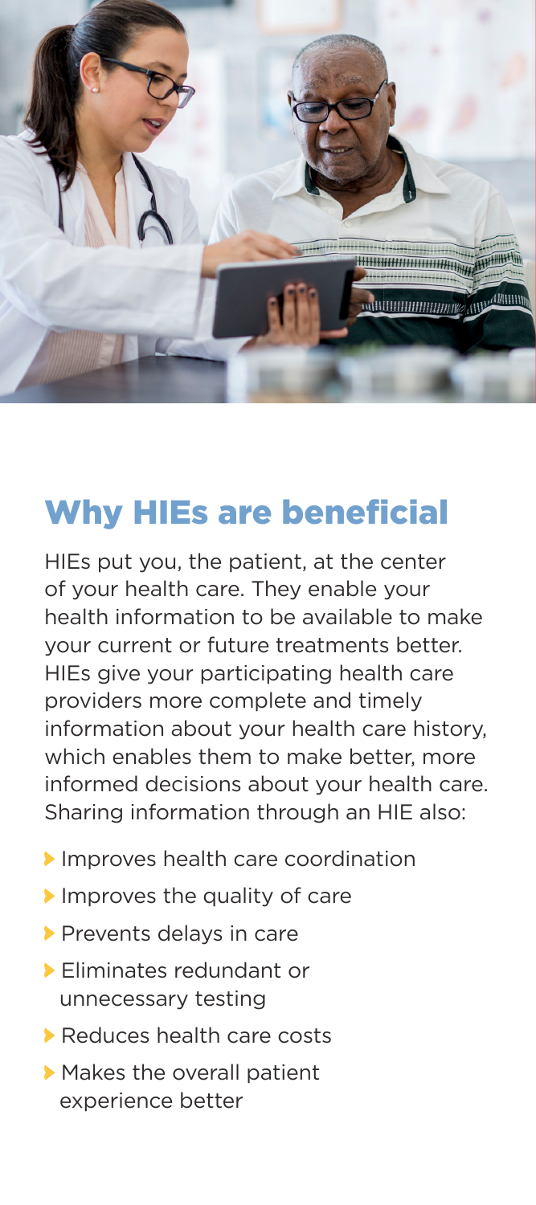## Why HIEs are beneficial

HIEs put you, the patient, at the center of your health care. They enable your health information to be available to make your current or future treatments better. HIEs give your participating health care providers more complete and timely information about your health care history, which enables them to make better, more informed decisions about your health care. Sharing information through an HIE also:

- Improves health care coordination
- Improves the quality of care
- Prevents delays in care
- Eliminates redundant or unnecessary testing
- Reduces health care costs
- Makes the overall patient experience better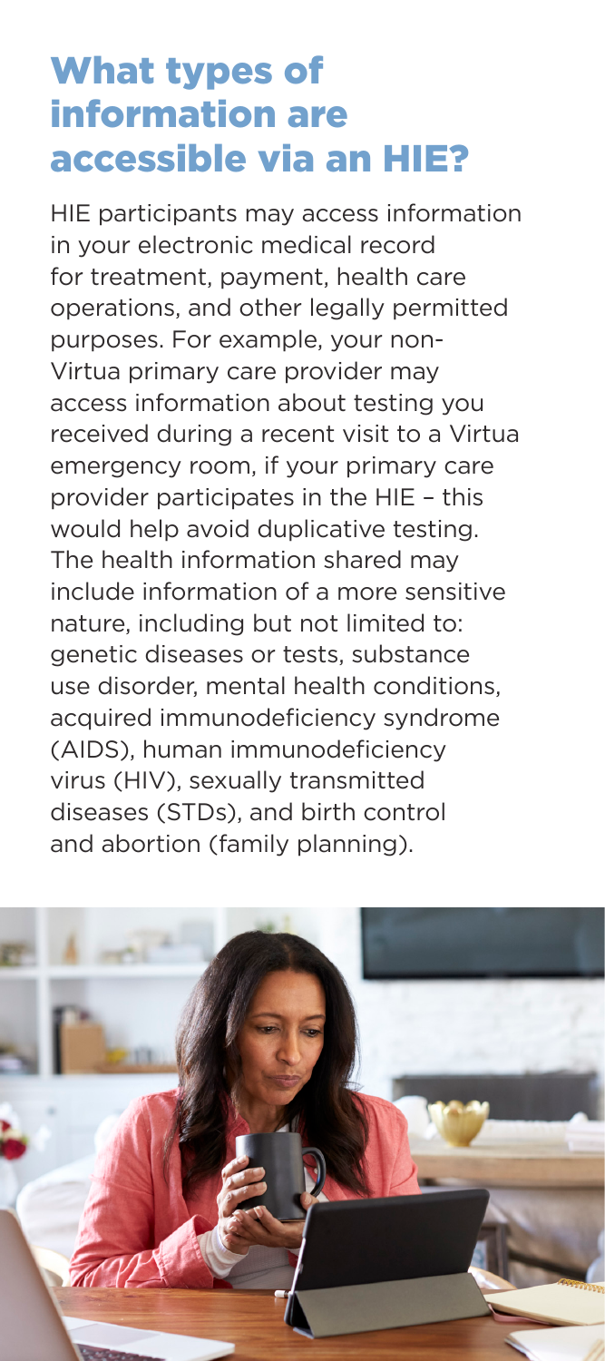# What types of information are accessible via an HIE?

HIE participants may access information in your electronic medical record for treatment, payment, health care operations, and other legally permitted purposes. For example, your non-Virtua primary care provider may access information about testing you received during a recent visit to a Virtua emergency room, if your primary care provider participates in the HIE – this would help avoid duplicative testing. The health information shared may include information of a more sensitive nature, including but not limited to: genetic diseases or tests, substance use disorder, mental health conditions, acquired immunodeficiency syndrome (AIDS), human immunodeficiency virus (HIV), sexually transmitted diseases (STDs), and birth control and abortion (family planning).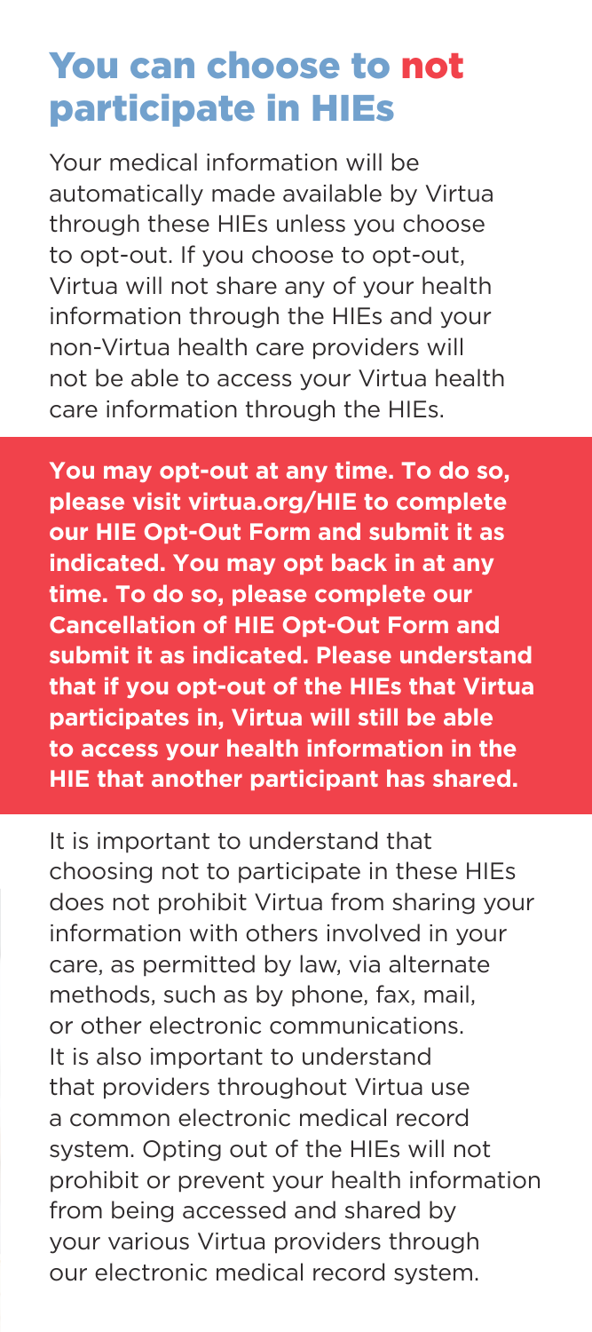# You can choose to not participate in HIEs

Your medical information will be automatically made available by Virtua through these HIEs unless you choose to opt-out. If you choose to opt-out, Virtua will not share any of your health information through the HIEs and your non-Virtua health care providers will not be able to access your Virtua health care information through the HIEs.

**You may opt-out at any time. To do so, please visit virtua.org/HIE to complete our HIE Opt-Out Form and submit it as indicated. You may opt back in at any time. To do so, please complete our Cancellation of HIE Opt-Out Form and submit it as indicated. Please understand that if you opt-out of the HIEs that Virtua participates in, Virtua will still be able to access your health information in the HIE that another participant has shared.**

It is important to understand that choosing not to participate in these HIEs does not prohibit Virtua from sharing your information with others involved in your care, as permitted by law, via alternate methods, such as by phone, fax, mail, or other electronic communications. It is also important to understand that providers throughout Virtua use a common electronic medical record system. Opting out of the HIEs will not prohibit or prevent your health information from being accessed and shared by your various Virtua providers through our electronic medical record system.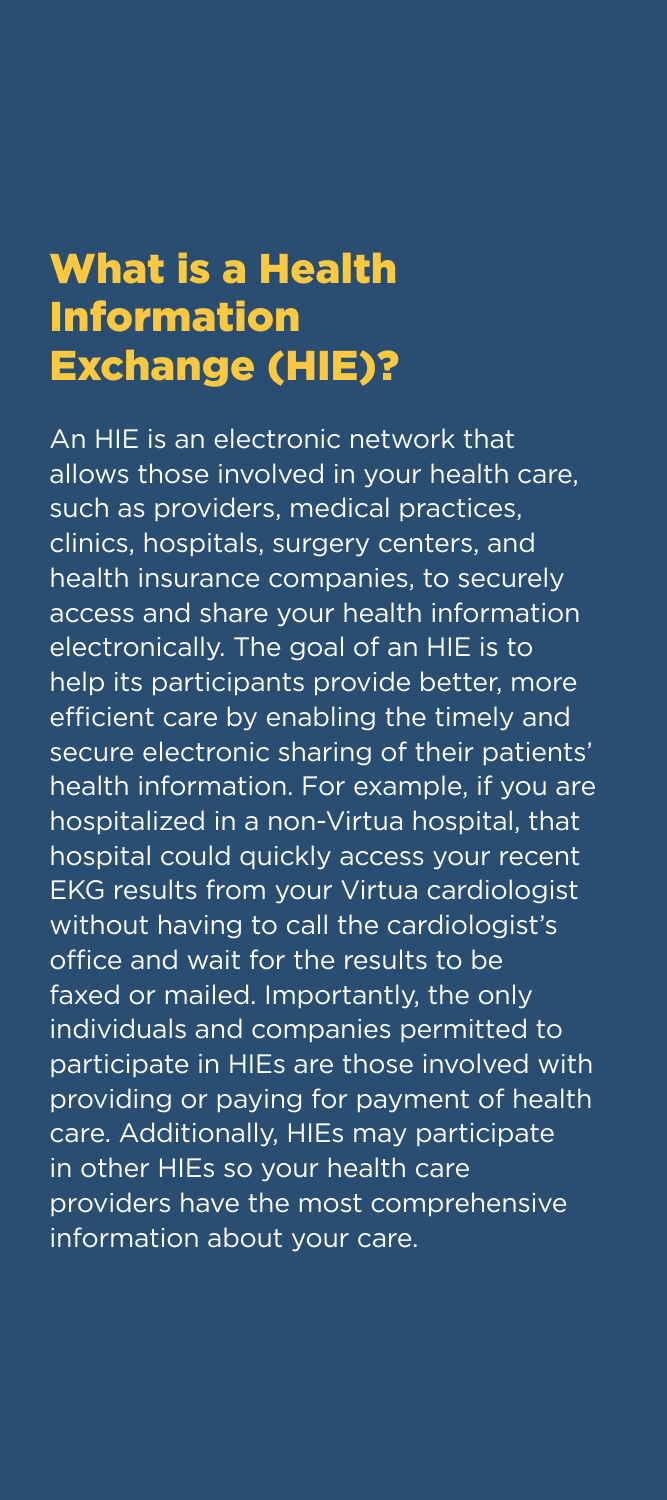# What is a Health Information Exchange (HIE)?

An HIE is an electronic network that allows those involved in your health care, such as providers, medical practices, clinics, hospitals, surgery centers, and health insurance companies, to securely access and share your health information electronically. The goal of an HIE is to help its participants provide better, more efficient care by enabling the timely and secure electronic sharing of their patients' health information. For example, if you are hospitalized in a non-Virtua hospital, that hospital could quickly access your recent EKG results from your Virtua cardiologist without having to call the cardiologist's office and wait for the results to be faxed or mailed. Importantly, the only individuals and companies permitted to participate in HIEs are those involved with providing or paying for payment of health care. Additionally, HIEs may participate in other HIEs so your health care providers have the most comprehensive information about your care.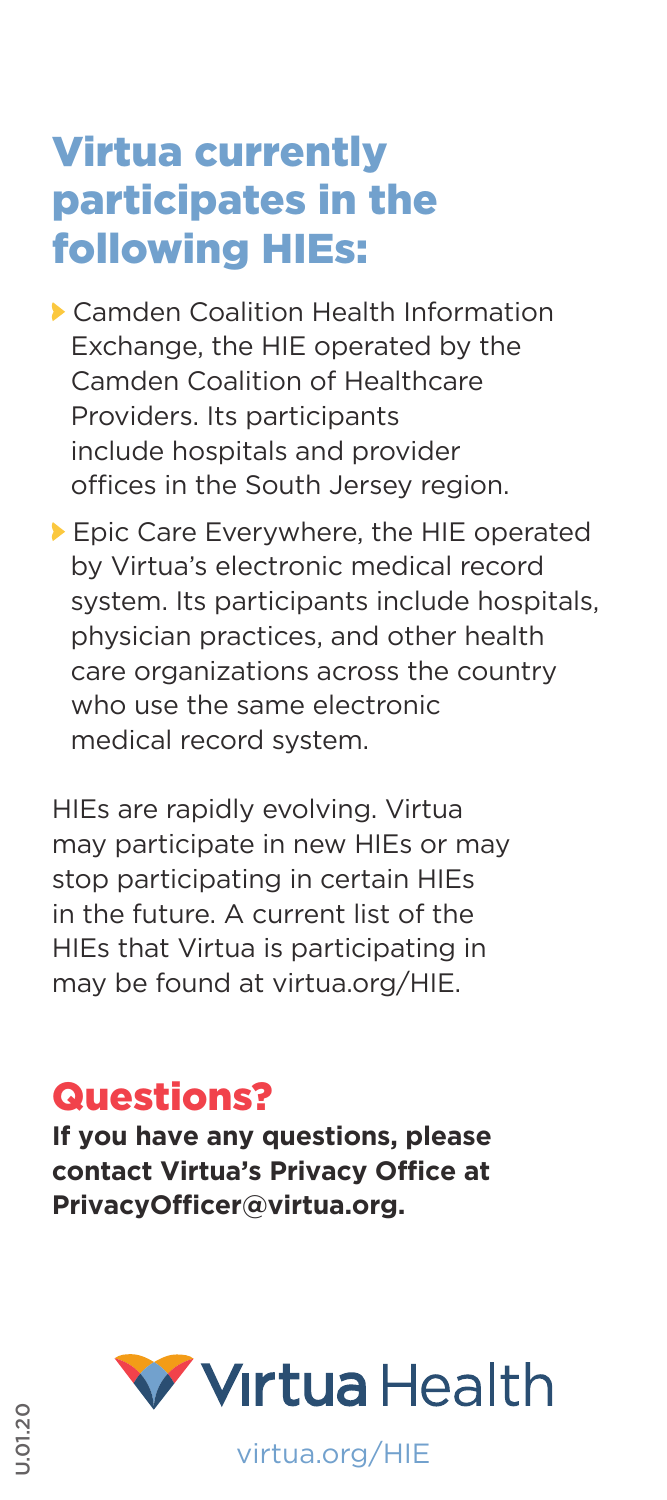# Virtua currently participates in the following HIEs:

- Camden Coalition Health Information Exchange, the HIE operated by the Camden Coalition of Healthcare Providers. Its participants include hospitals and provider offices in the South Jersey region.
- Epic Care Everywhere, the HIE operated by Virtua's electronic medical record system. Its participants include hospitals, physician practices, and other health care organizations across the country who use the same electronic medical record system.

HIEs are rapidly evolving. Virtua may participate in new HIEs or may stop participating in certain HIEs in the future. A current list of the HIEs that Virtua is participating in may be found at virtua.org/HIE.

## Questions?

**If you have any questions, please contact Virtua's Privacy Office at PrivacyOfficer@virtua.org.**

Virtua Health

virtua.org/HIE

U.01.20